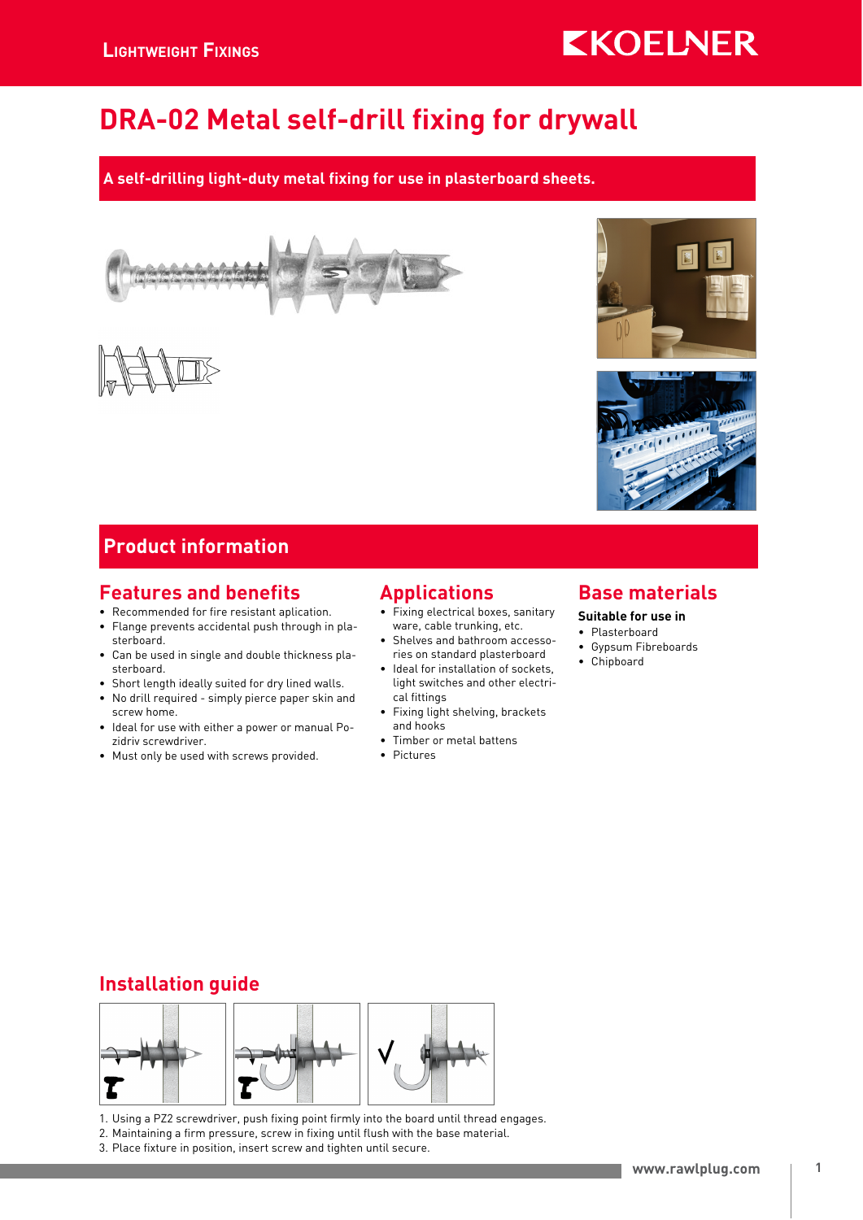# DRA-02 Metal self-drill fixing for drywall

**A self-drilling light-duty metal fixing for use in plasterboard sheets.**

## Product information

### Features and benefits

- Recommended for fire resistant aplication.
- Flange prevents accidental push through in plasterboard.
- Can be used in single and double thickness plasterboard.
- Short length ideally suited for dry lined walls.
- No drill required - simply pierce paper skin and screw home.
- Ideal for use with either a power or manual Pozidriv screwdriver.
- Must only be used with screws provided.

### Applications

- Fixing electrical boxes, sanitary ware, cable trunking, etc.
- Shelves and bathroom accessories on standard plasterboard
- Ideal for installation of sockets, light switches and other electrical fittings
- Fixing light shelving, brackets and hooks
- Timber or metal battens
- Pictures

### Base materials

**Suitable for use in**

- Plasterboard
- Gypsum Fibreboards
- Chipboard

### Installation guide

1. Using a PZ2 screwdriver, push fixing point firmly into the board until thread engages.
2. Maintaining a firm pressure, screw in fixing until flush with the base material.
3. Place fixture in position, insert screw and tighten until secure.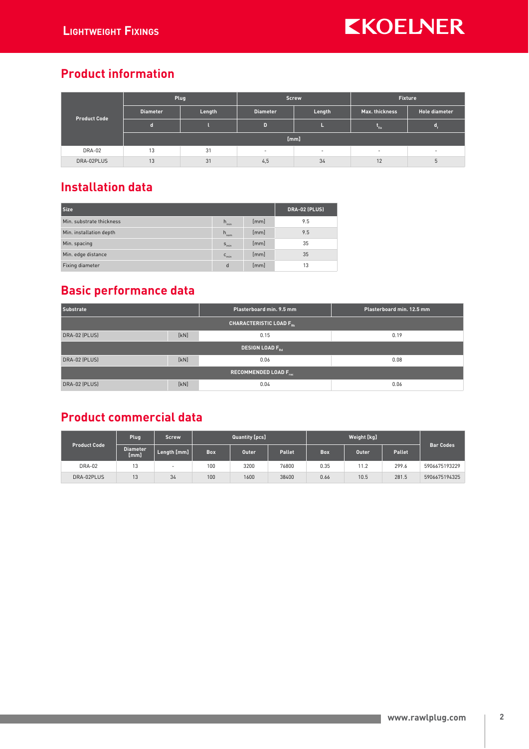## Product information

| Product Code | Plug | | Screw | | Fixture | |
|---|---|---|---|---|---|---|
| | Diameter | Length | Diameter | Length | Max. thickness | Hole diameter |
| | d | l | D | L | $t_{fix}$ | $d_f$ |
| | [mm] | | | | | |
| DRA-02 | 13 | 31 | - | - | - | - |
| DRA-02PLUS | 13 | 31 | 4,5 | 34 | 12 | 5 |

## Installation data

| Size | | | DRA-02 (PLUS) |
|---|---|---|---|
| Min. substrate thickness | $h_{min}$ | [mm] | 9.5 |
| Min. installation depth | $h_{nom}$ | [mm] | 9.5 |
| Min. spacing | $s_{min}$ | [mm] | 35 |
| Min. edge distance | $c_{min}$ | [mm] | 35 |
| Fixing diameter | d | [mm] | 13 |

## Basic performance data

| Substrate | | Plasterboard min. 9.5 mm | Plasterboard min. 12.5 mm |
|---|---|---|---|
| CHARACTERISTIC LOAD $F_{Rk}$ | | | |
| DRA-02 (PLUS) | [kN] | 0.15 | 0.19 |
| DESIGN LOAD $F_{Rd}$ | | | |
| DRA-02 (PLUS) | [kN] | 0.06 | 0.08 |
| RECOMMENDED LOAD $F_{rec}$ | | | |
| DRA-02 (PLUS) | [kN] | 0.04 | 0.06 |

## Product commercial data

| Product Code | Plug | Screw | Quantity [pcs] | | | Weight [kg] | | | Bar Codes |
|---|---|---|---|---|---|---|---|---|---|
| | Diameter [mm] | Length [mm] | Box | Outer | Pallet | Box | Outer | Pallet | |
| DRA-02 | 13 | - | 100 | 3200 | 76800 | 0.35 | 11.2 | 299.6 | 5906675193229 |
| DRA-02PLUS | 13 | 34 | 100 | 1600 | 38400 | 0.66 | 10.5 | 281.5 | 5906675194325 |